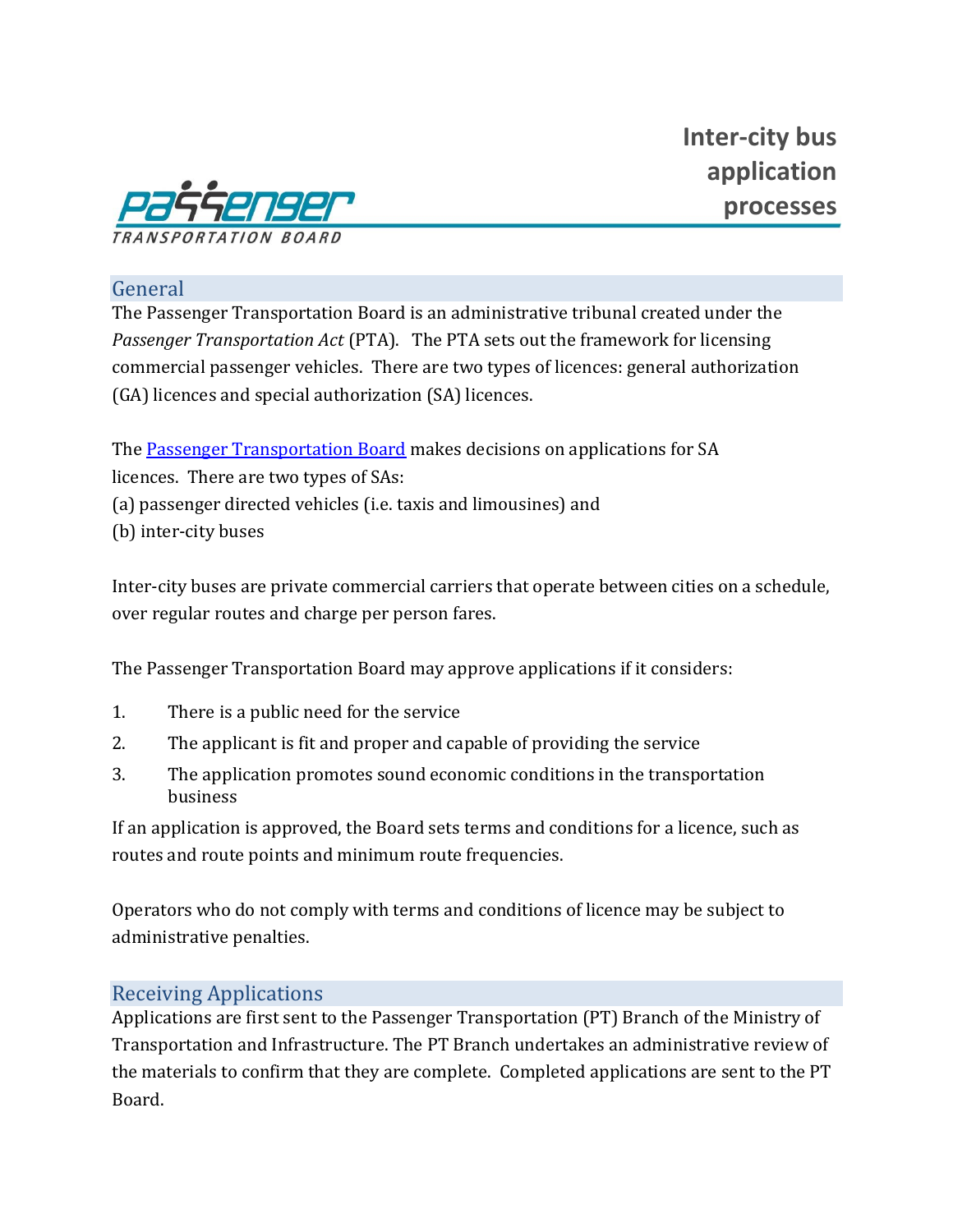# Inter-city bus application processes

Passenger
TRANSPORTATION BOARD

## General

The Passenger Transportation Board is an administrative tribunal created under the *Passenger Transportation Act* (PTA). The PTA sets out the framework for licensing commercial passenger vehicles. There are two types of licences: general authorization (GA) licences and special authorization (SA) licences.

The [Passenger Transportation Board](#) makes decisions on applications for SA licences. There are two types of SAs:
(a) passenger directed vehicles (i.e. taxis and limousines) and
(b) inter-city buses

Inter-city buses are private commercial carriers that operate between cities on a schedule, over regular routes and charge per person fares.

The Passenger Transportation Board may approve applications if it considers:

1. There is a public need for the service
2. The applicant is fit and proper and capable of providing the service
3. The application promotes sound economic conditions in the transportation business

If an application is approved, the Board sets terms and conditions for a licence, such as routes and route points and minimum route frequencies.

Operators who do not comply with terms and conditions of licence may be subject to administrative penalties.

## Receiving Applications

Applications are first sent to the Passenger Transportation (PT) Branch of the Ministry of Transportation and Infrastructure. The PT Branch undertakes an administrative review of the materials to confirm that they are complete. Completed applications are sent to the PT Board.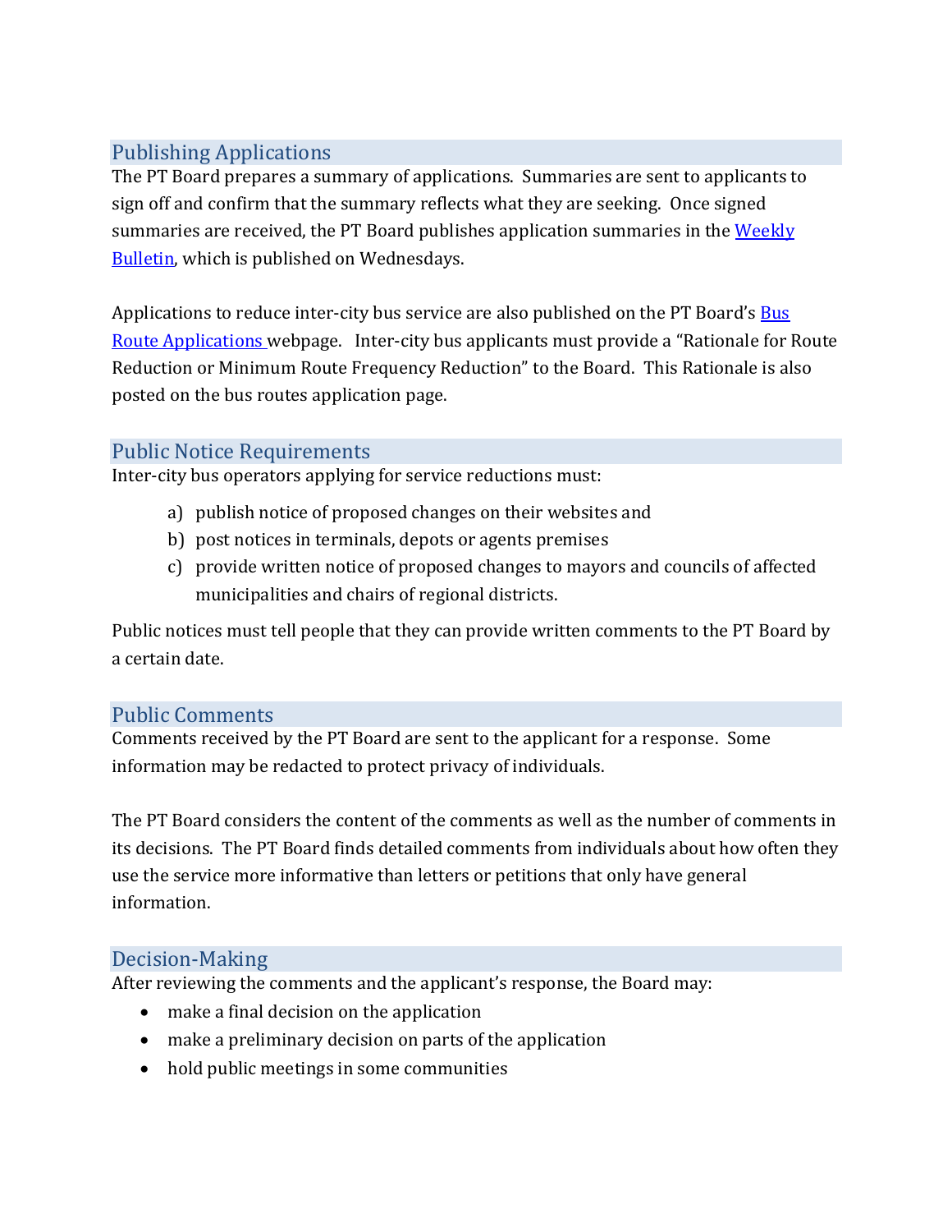## Publishing Applications

The PT Board prepares a summary of applications. Summaries are sent to applicants to sign off and confirm that the summary reflects what they are seeking. Once signed summaries are received, the PT Board publishes application summaries in the [Weekly Bulletin](), which is published on Wednesdays.

Applications to reduce inter-city bus service are also published on the PT Board's [Bus Route Applications]() webpage. Inter-city bus applicants must provide a "Rationale for Route Reduction or Minimum Route Frequency Reduction" to the Board. This Rationale is also posted on the bus routes application page.

## Public Notice Requirements

Inter-city bus operators applying for service reductions must:

a) publish notice of proposed changes on their websites and
b) post notices in terminals, depots or agents premises
c) provide written notice of proposed changes to mayors and councils of affected municipalities and chairs of regional districts.

Public notices must tell people that they can provide written comments to the PT Board by a certain date.

## Public Comments

Comments received by the PT Board are sent to the applicant for a response. Some information may be redacted to protect privacy of individuals.

The PT Board considers the content of the comments as well as the number of comments in its decisions. The PT Board finds detailed comments from individuals about how often they use the service more informative than letters or petitions that only have general information.

## Decision-Making

After reviewing the comments and the applicant's response, the Board may:

- make a final decision on the application
- make a preliminary decision on parts of the application
- hold public meetings in some communities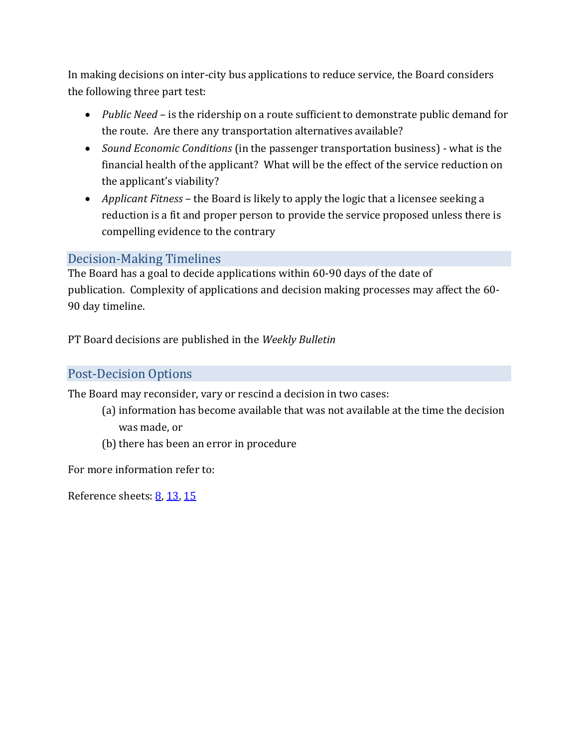In making decisions on inter-city bus applications to reduce service, the Board considers the following three part test:

- *Public Need* – is the ridership on a route sufficient to demonstrate public demand for the route. Are there any transportation alternatives available?
- *Sound Economic Conditions* (in the passenger transportation business) - what is the financial health of the applicant? What will be the effect of the service reduction on the applicant's viability?
- *Applicant Fitness* – the Board is likely to apply the logic that a licensee seeking a reduction is a fit and proper person to provide the service proposed unless there is compelling evidence to the contrary

## Decision-Making Timelines

The Board has a goal to decide applications within 60-90 days of the date of publication. Complexity of applications and decision making processes may affect the 60-90 day timeline.

PT Board decisions are published in the *Weekly Bulletin*

## Post-Decision Options

The Board may reconsider, vary or rescind a decision in two cases:

(a) information has become available that was not available at the time the decision was made, or

(b) there has been an error in procedure

For more information refer to:

Reference sheets: [8](), [13](), [15]()